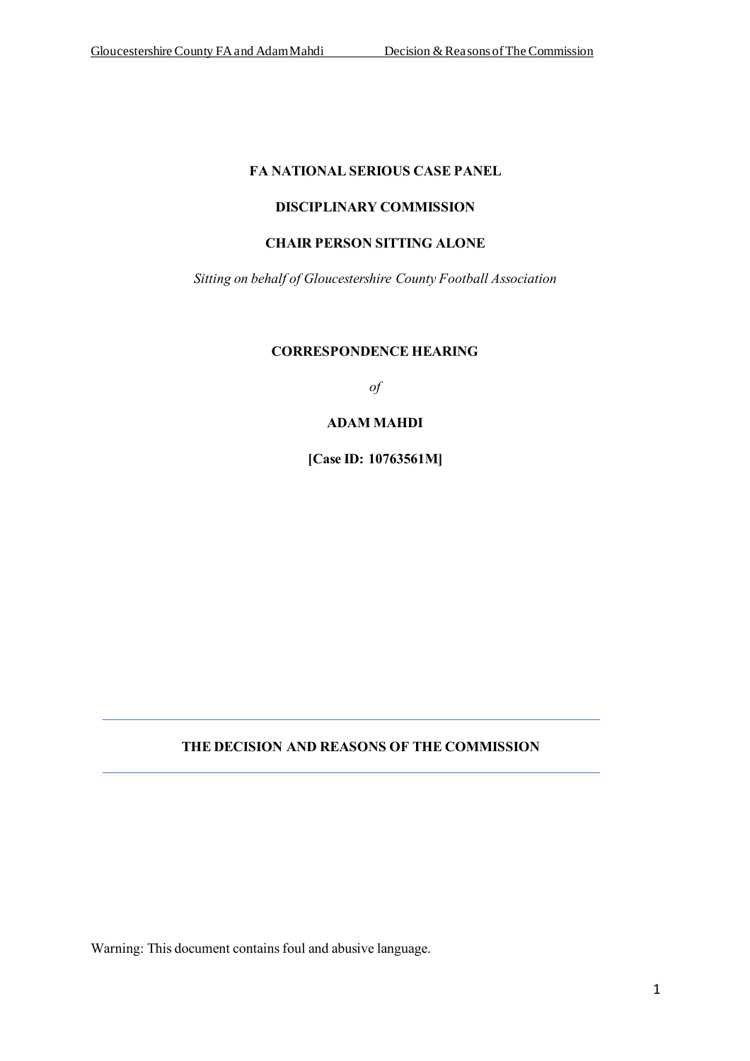**FA NATIONAL SERIOUS CASE PANEL**

**DISCIPLINARY COMMISSION**

**CHAIR PERSON SITTING ALONE**

*Sitting on behalf of Gloucestershire County Football Association*

**CORRESPONDENCE HEARING**

*of*

**ADAM MAHDI**

**[Case ID: 10763561M]**

---

**THE DECISION AND REASONS OF THE COMMISSION**

---

Warning: This document contains foul and abusive language.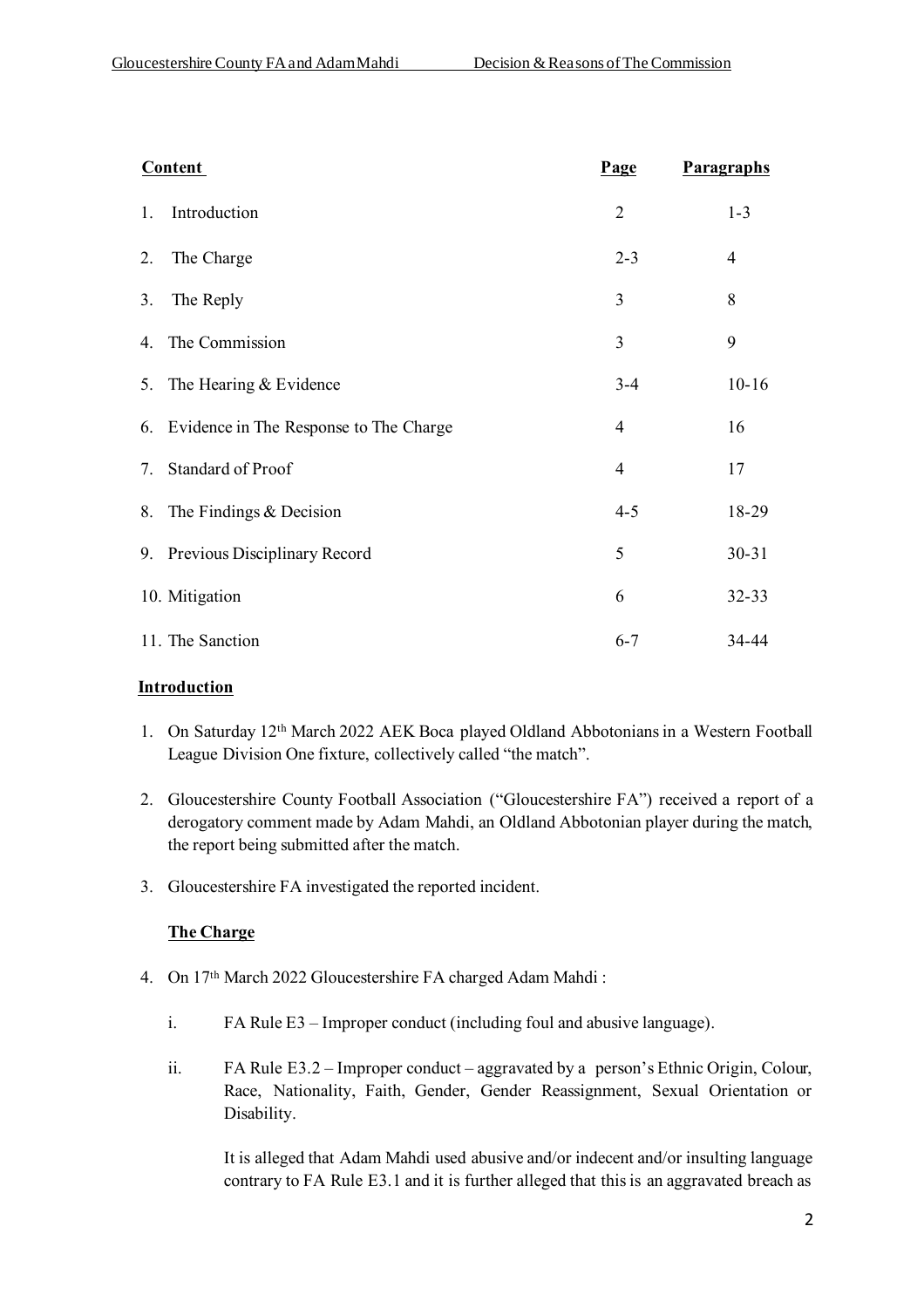| Content | Page | Paragraphs |
|---|---|---|
| 1. Introduction | 2 | 1-3 |
| 2. The Charge | 2-3 | 4 |
| 3. The Reply | 3 | 8 |
| 4. The Commission | 3 | 9 |
| 5. The Hearing & Evidence | 3-4 | 10-16 |
| 6. Evidence in The Response to The Charge | 4 | 16 |
| 7. Standard of Proof | 4 | 17 |
| 8. The Findings & Decision | 4-5 | 18-29 |
| 9. Previous Disciplinary Record | 5 | 30-31 |
| 10. Mitigation | 6 | 32-33 |
| 11. The Sanction | 6-7 | 34-44 |

**Introduction**

1. On Saturday 12th March 2022 AEK Boca played Oldland Abbotonians in a Western Football League Division One fixture, collectively called "the match".

2. Gloucestershire County Football Association ("Gloucestershire FA") received a report of a derogatory comment made by Adam Mahdi, an Oldland Abbotonian player during the match, the report being submitted after the match.

3. Gloucestershire FA investigated the reported incident.

**The Charge**

4. On 17th March 2022 Gloucestershire FA charged Adam Mahdi :

   i. FA Rule E3 – Improper conduct (including foul and abusive language).

   ii. FA Rule E3.2 – Improper conduct – aggravated by a person's Ethnic Origin, Colour, Race, Nationality, Faith, Gender, Gender Reassignment, Sexual Orientation or Disability.

   It is alleged that Adam Mahdi used abusive and/or indecent and/or insulting language contrary to FA Rule E3.1 and it is further alleged that this is an aggravated breach as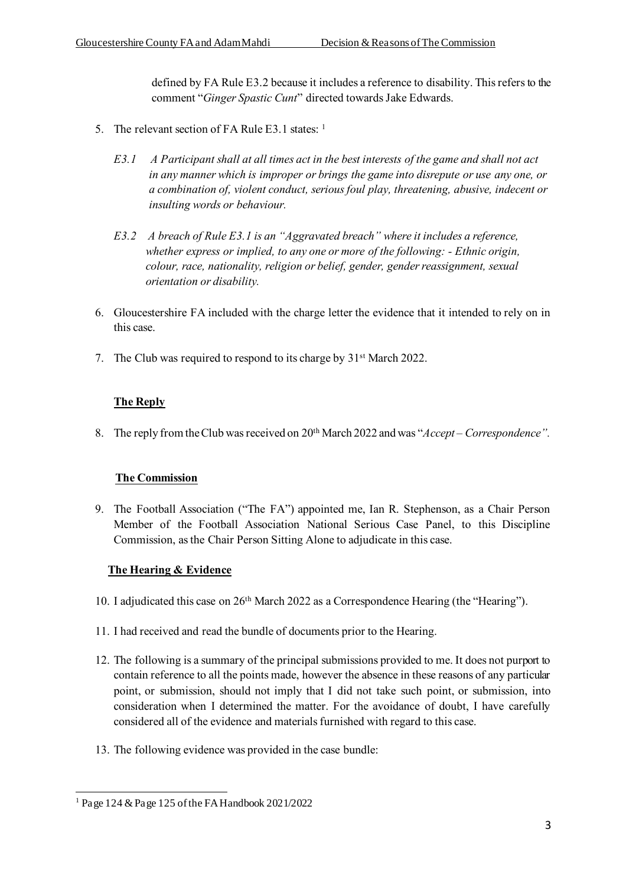defined by FA Rule E3.2 because it includes a reference to disability. This refers to the comment "*Ginger Spastic Cunt*" directed towards Jake Edwards.

5. The relevant section of FA Rule E3.1 states: [1]

   *E3.1 A Participant shall at all times act in the best interests of the game and shall not act in any manner which is improper or brings the game into disrepute or use any one, or a combination of, violent conduct, serious foul play, threatening, abusive, indecent or insulting words or behaviour.*

   *E3.2 A breach of Rule E3.1 is an "Aggravated breach" where it includes a reference, whether express or implied, to any one or more of the following: - Ethnic origin, colour, race, nationality, religion or belief, gender, gender reassignment, sexual orientation or disability.*

6. Gloucestershire FA included with the charge letter the evidence that it intended to rely on in this case.

7. The Club was required to respond to its charge by 31st March 2022.

## The Reply

8. The reply from the Club was received on 20th March 2022 and was "*Accept – Correspondence".*

## The Commission

9. The Football Association ("The FA") appointed me, Ian R. Stephenson, as a Chair Person Member of the Football Association National Serious Case Panel, to this Discipline Commission, as the Chair Person Sitting Alone to adjudicate in this case.

## The Hearing & Evidence

10. I adjudicated this case on 26th March 2022 as a Correspondence Hearing (the "Hearing").

11. I had received and read the bundle of documents prior to the Hearing.

12. The following is a summary of the principal submissions provided to me. It does not purport to contain reference to all the points made, however the absence in these reasons of any particular point, or submission, should not imply that I did not take such point, or submission, into consideration when I determined the matter. For the avoidance of doubt, I have carefully considered all of the evidence and materials furnished with regard to this case.

13. The following evidence was provided in the case bundle:

---

[1] Page 124 & Page 125 of the FA Handbook 2021/2022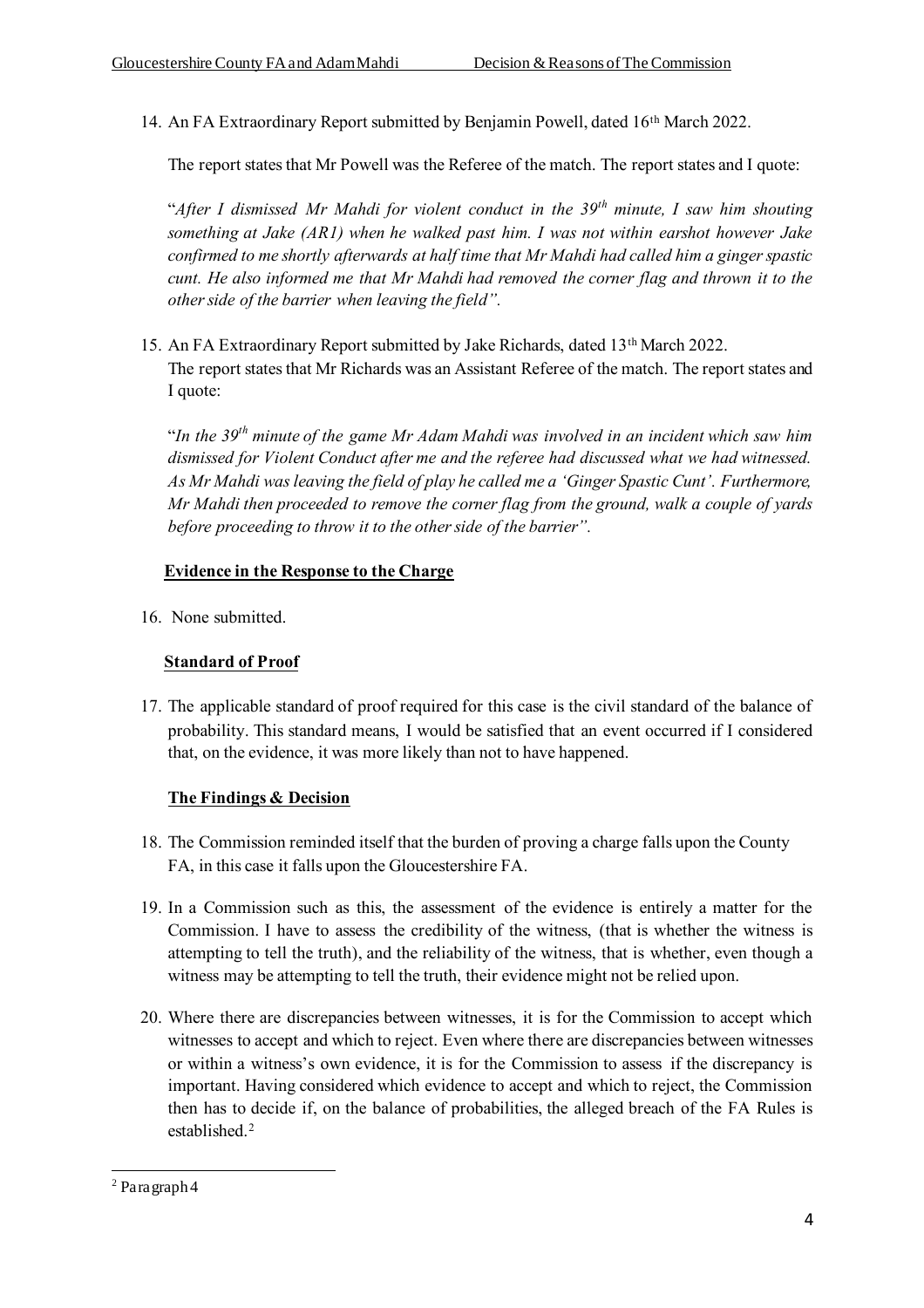14. An FA Extraordinary Report submitted by Benjamin Powell, dated 16th March 2022.

    The report states that Mr Powell was the Referee of the match. The report states and I quote:

    "*After I dismissed Mr Mahdi for violent conduct in the 39th minute, I saw him shouting something at Jake (AR1) when he walked past him. I was not within earshot however Jake confirmed to me shortly afterwards at half time that Mr Mahdi had called him a ginger spastic cunt. He also informed me that Mr Mahdi had removed the corner flag and thrown it to the other side of the barrier when leaving the field*".

15. An FA Extraordinary Report submitted by Jake Richards, dated 13th March 2022.
    The report states that Mr Richards was an Assistant Referee of the match. The report states and I quote:

    "*In the 39th minute of the game Mr Adam Mahdi was involved in an incident which saw him dismissed for Violent Conduct after me and the referee had discussed what we had witnessed. As Mr Mahdi was leaving the field of play he called me a 'Ginger Spastic Cunt'. Furthermore, Mr Mahdi then proceeded to remove the corner flag from the ground, walk a couple of yards before proceeding to throw it to the other side of the barrier*".

## Evidence in the Response to the Charge

16. None submitted.

## Standard of Proof

17. The applicable standard of proof required for this case is the civil standard of the balance of probability. This standard means, I would be satisfied that an event occurred if I considered that, on the evidence, it was more likely than not to have happened.

## The Findings & Decision

18. The Commission reminded itself that the burden of proving a charge falls upon the County FA, in this case it falls upon the Gloucestershire FA.

19. In a Commission such as this, the assessment of the evidence is entirely a matter for the Commission. I have to assess the credibility of the witness, (that is whether the witness is attempting to tell the truth), and the reliability of the witness, that is whether, even though a witness may be attempting to tell the truth, their evidence might not be relied upon.

20. Where there are discrepancies between witnesses, it is for the Commission to accept which witnesses to accept and which to reject. Even where there are discrepancies between witnesses or within a witness's own evidence, it is for the Commission to assess if the discrepancy is important. Having considered which evidence to accept and which to reject, the Commission then has to decide if, on the balance of probabilities, the alleged breach of the FA Rules is established.[2]

---

[2] Paragraph 4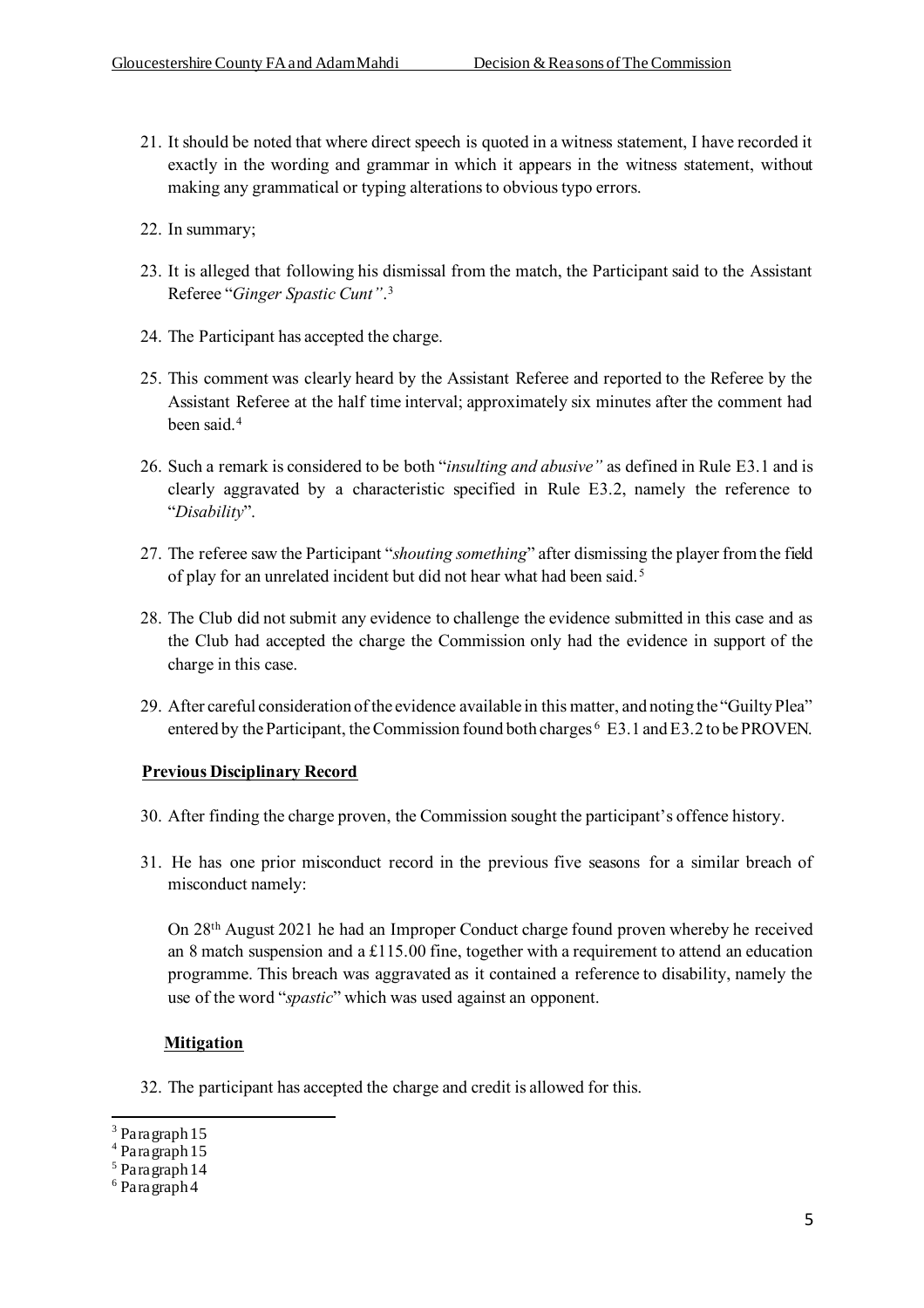21. It should be noted that where direct speech is quoted in a witness statement, I have recorded it exactly in the wording and grammar in which it appears in the witness statement, without making any grammatical or typing alterations to obvious typo errors.

22. In summary;

23. It is alleged that following his dismissal from the match, the Participant said to the Assistant Referee "*Ginger Spastic Cunt"*.[3]

24. The Participant has accepted the charge.

25. This comment was clearly heard by the Assistant Referee and reported to the Referee by the Assistant Referee at the half time interval; approximately six minutes after the comment had been said.[4]

26. Such a remark is considered to be both "*insulting and abusive"* as defined in Rule E3.1 and is clearly aggravated by a characteristic specified in Rule E3.2, namely the reference to "*Disability*".

27. The referee saw the Participant "*shouting something*" after dismissing the player from the field of play for an unrelated incident but did not hear what had been said.[5]

28. The Club did not submit any evidence to challenge the evidence submitted in this case and as the Club had accepted the charge the Commission only had the evidence in support of the charge in this case.

29. After careful consideration of the evidence available in this matter, and noting the "Guilty Plea" entered by the Participant, the Commission found both charges[6] E3.1 and E3.2 to be PROVEN.

**Previous Disciplinary Record**

30. After finding the charge proven, the Commission sought the participant's offence history.

31. He has one prior misconduct record in the previous five seasons for a similar breach of misconduct namely:

    On 28th August 2021 he had an Improper Conduct charge found proven whereby he received an 8 match suspension and a £115.00 fine, together with a requirement to attend an education programme. This breach was aggravated as it contained a reference to disability, namely the use of the word "*spastic*" which was used against an opponent.

**Mitigation**

32. The participant has accepted the charge and credit is allowed for this.

---

[3] Paragraph 15
[4] Paragraph 15
[5] Paragraph 14
[6] Paragraph 4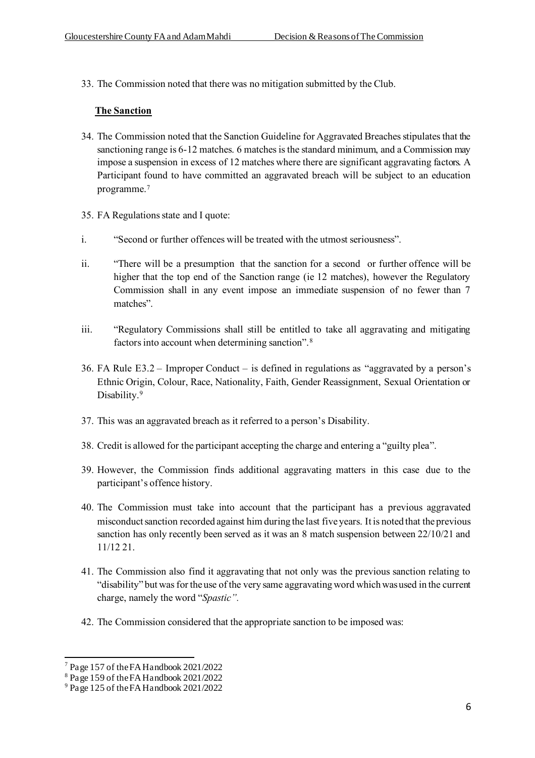33. The Commission noted that there was no mitigation submitted by the Club.

**The Sanction**

34. The Commission noted that the Sanction Guideline for Aggravated Breaches stipulates that the sanctioning range is 6-12 matches. 6 matches is the standard minimum, and a Commission may impose a suspension in excess of 12 matches where there are significant aggravating factors. A Participant found to have committed an aggravated breach will be subject to an education programme.[7]

35. FA Regulations state and I quote:

i. "Second or further offences will be treated with the utmost seriousness".

ii. "There will be a presumption that the sanction for a second or further offence will be higher that the top end of the Sanction range (ie 12 matches), however the Regulatory Commission shall in any event impose an immediate suspension of no fewer than 7 matches".

iii. "Regulatory Commissions shall still be entitled to take all aggravating and mitigating factors into account when determining sanction".[8]

36. FA Rule E3.2 – Improper Conduct – is defined in regulations as "aggravated by a person's Ethnic Origin, Colour, Race, Nationality, Faith, Gender Reassignment, Sexual Orientation or Disability.[9]

37. This was an aggravated breach as it referred to a person's Disability.

38. Credit is allowed for the participant accepting the charge and entering a "guilty plea".

39. However, the Commission finds additional aggravating matters in this case due to the participant's offence history.

40. The Commission must take into account that the participant has a previous aggravated misconduct sanction recorded against him during the last five years. It is noted that the previous sanction has only recently been served as it was an 8 match suspension between 22/10/21 and 11/12 21.

41. The Commission also find it aggravating that not only was the previous sanction relating to "disability" but was for the use of the very same aggravating word which was used in the current charge, namely the word "*Spastic".*

42. The Commission considered that the appropriate sanction to be imposed was:

---

[7] Page 157 of the FA Handbook 2021/2022

[8] Page 159 of the FA Handbook 2021/2022

[9] Page 125 of the FA Handbook 2021/2022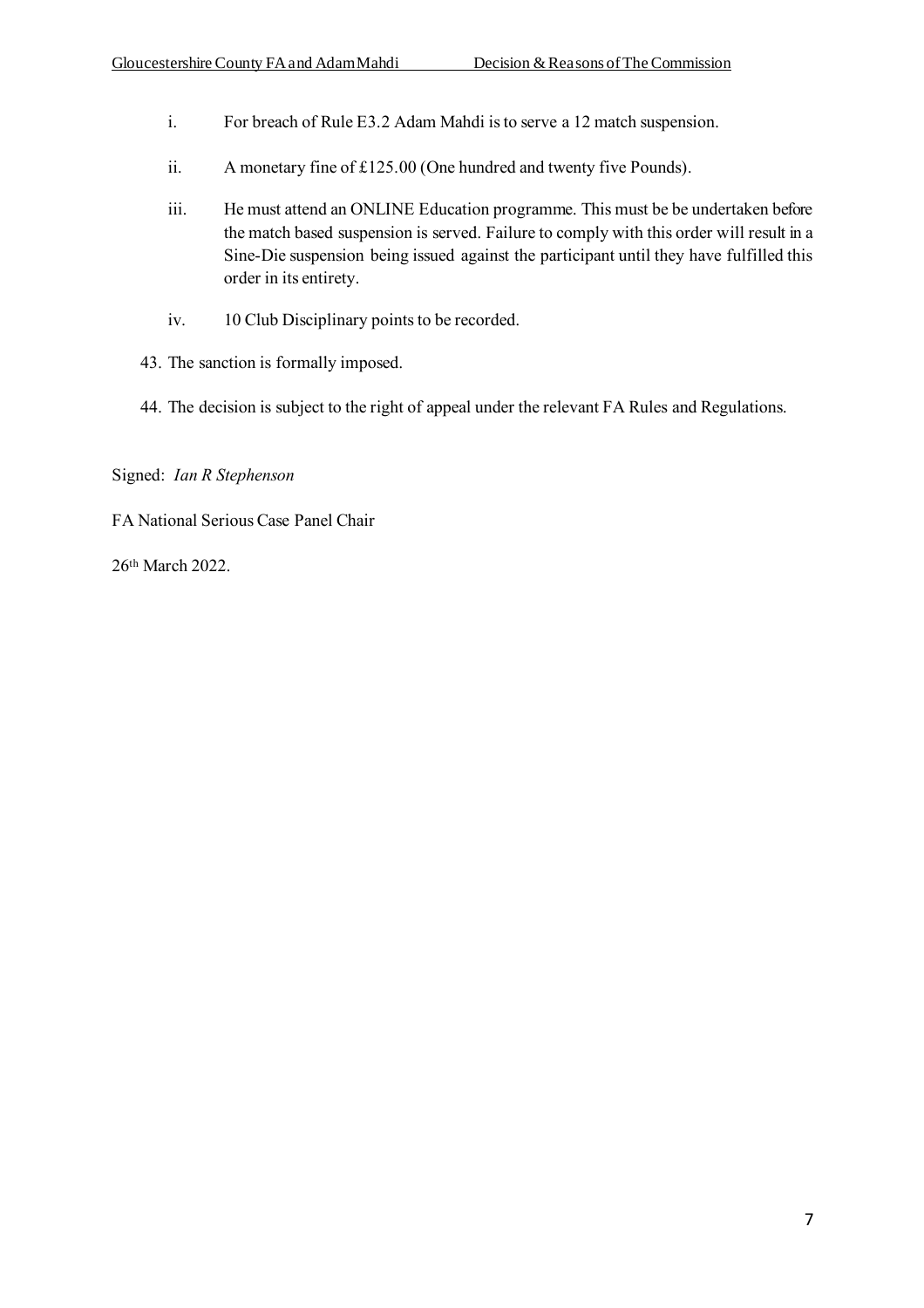i. For breach of Rule E3.2 Adam Mahdi is to serve a 12 match suspension.

ii. A monetary fine of £125.00 (One hundred and twenty five Pounds).

iii. He must attend an ONLINE Education programme. This must be be undertaken before the match based suspension is served. Failure to comply with this order will result in a Sine-Die suspension being issued against the participant until they have fulfilled this order in its entirety.

iv. 10 Club Disciplinary points to be recorded.

43. The sanction is formally imposed.

44. The decision is subject to the right of appeal under the relevant FA Rules and Regulations.

Signed: *Ian R Stephenson*

FA National Serious Case Panel Chair

26th March 2022.